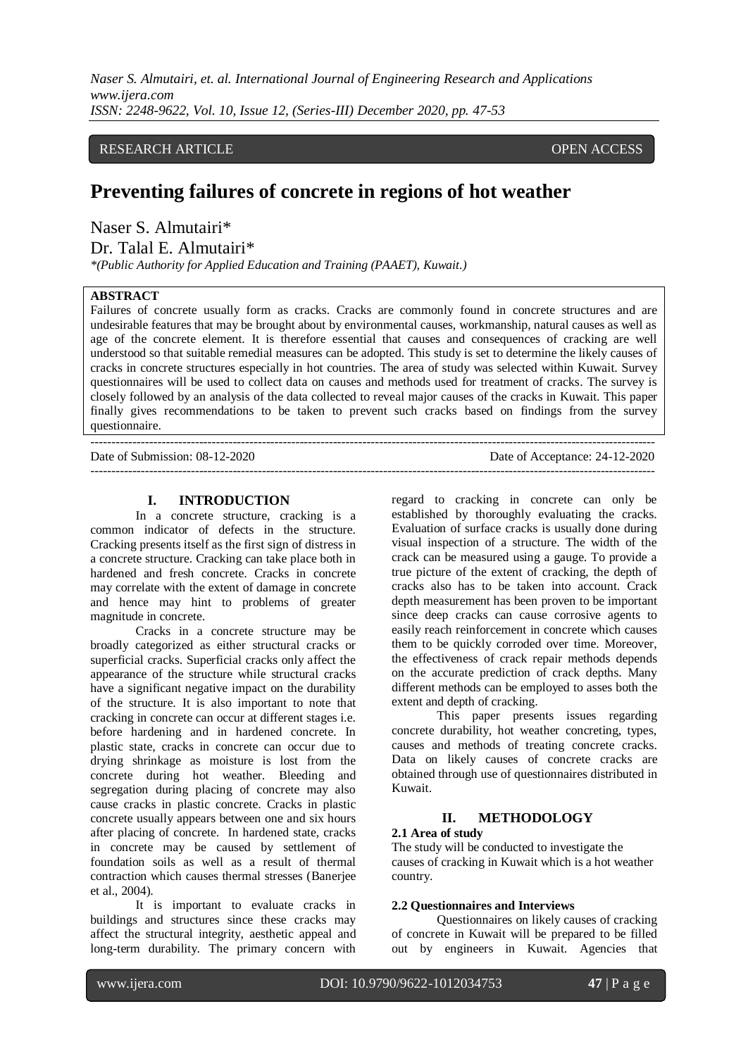RESEARCH ARTICLE OPEN ACCESS

# Preventing failures of concrete in regions of hot weather

Naser S. Almutairi*
Dr. Talal E. Almutairi*

*(Public Authority for Applied Education and Training (PAAET), Kuwait.)

**ABSTRACT**

Failures of concrete usually form as cracks. Cracks are commonly found in concrete structures and are undesirable features that may be brought about by environmental causes, workmanship, natural causes as well as age of the concrete element. It is therefore essential that causes and consequences of cracking are well understood so that suitable remedial measures can be adopted. This study is set to determine the likely causes of cracks in concrete structures especially in hot countries. The area of study was selected within Kuwait. Survey questionnaires will be used to collect data on causes and methods used for treatment of cracks. The survey is closely followed by an analysis of the data collected to reveal major causes of the cracks in Kuwait. This paper finally gives recommendations to be taken to prevent such cracks based on findings from the survey questionnaire.

---

Date of Submission: 08-12-2020 Date of Acceptance: 24-12-2020

---

## I. INTRODUCTION

In a concrete structure, cracking is a common indicator of defects in the structure. Cracking presents itself as the first sign of distress in a concrete structure. Cracking can take place both in hardened and fresh concrete. Cracks in concrete may correlate with the extent of damage in concrete and hence may hint to problems of greater magnitude in concrete.

Cracks in a concrete structure may be broadly categorized as either structural cracks or superficial cracks. Superficial cracks only affect the appearance of the structure while structural cracks have a significant negative impact on the durability of the structure. It is also important to note that cracking in concrete can occur at different stages i.e. before hardening and in hardened concrete. In plastic state, cracks in concrete can occur due to drying shrinkage as moisture is lost from the concrete during hot weather. Bleeding and segregation during placing of concrete may also cause cracks in plastic concrete. Cracks in plastic concrete usually appears between one and six hours after placing of concrete. In hardened state, cracks in concrete may be caused by settlement of foundation soils as well as a result of thermal contraction which causes thermal stresses (Banerjee et al., 2004).

It is important to evaluate cracks in buildings and structures since these cracks may affect the structural integrity, aesthetic appeal and long-term durability. The primary concern with regard to cracking in concrete can only be established by thoroughly evaluating the cracks. Evaluation of surface cracks is usually done during visual inspection of a structure. The width of the crack can be measured using a gauge. To provide a true picture of the extent of cracking, the depth of cracks also has to be taken into account. Crack depth measurement has been proven to be important since deep cracks can cause corrosive agents to easily reach reinforcement in concrete which causes them to be quickly corroded over time. Moreover, the effectiveness of crack repair methods depends on the accurate prediction of crack depths. Many different methods can be employed to asses both the extent and depth of cracking.

This paper presents issues regarding concrete durability, hot weather concreting, types, causes and methods of treating concrete cracks. Data on likely causes of concrete cracks are obtained through use of questionnaires distributed in Kuwait.

## II. METHODOLOGY

### 2.1 Area of study

The study will be conducted to investigate the causes of cracking in Kuwait which is a hot weather country.

### 2.2 Questionnaires and Interviews

Questionnaires on likely causes of cracking of concrete in Kuwait will be prepared to be filled out by engineers in Kuwait. Agencies that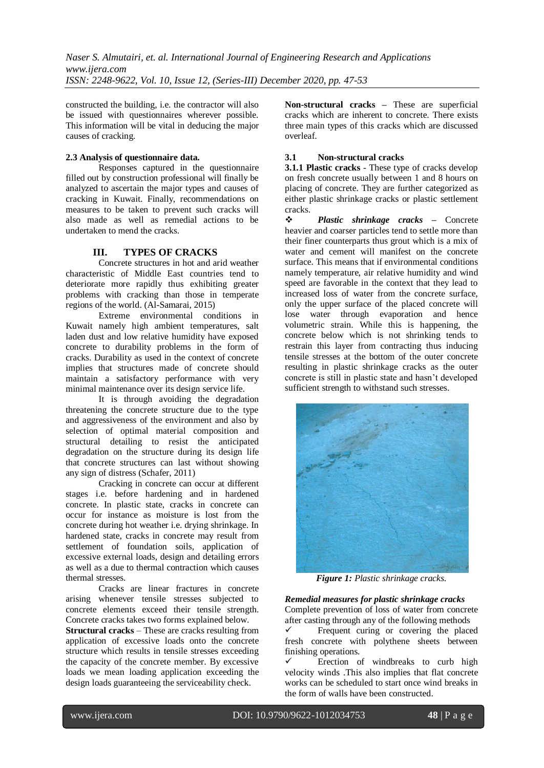constructed the building, i.e. the contractor will also be issued with questionnaires wherever possible. This information will be vital in deducing the major causes of cracking.

**2.3 Analysis of questionnaire data.**

Responses captured in the questionnaire filled out by construction professional will finally be analyzed to ascertain the major types and causes of cracking in Kuwait. Finally, recommendations on measures to be taken to prevent such cracks will also made as well as remedial actions to be undertaken to mend the cracks.

## III. TYPES OF CRACKS

Concrete structures in hot and arid weather characteristic of Middle East countries tend to deteriorate more rapidly thus exhibiting greater problems with cracking than those in temperate regions of the world. (Al-Samarai, 2015)

Extreme environmental conditions in Kuwait namely high ambient temperatures, salt laden dust and low relative humidity have exposed concrete to durability problems in the form of cracks. Durability as used in the context of concrete implies that structures made of concrete should maintain a satisfactory performance with very minimal maintenance over its design service life.

It is through avoiding the degradation threatening the concrete structure due to the type and aggressiveness of the environment and also by selection of optimal material composition and structural detailing to resist the anticipated degradation on the structure during its design life that concrete structures can last without showing any sign of distress (Schafer, 2011)

Cracking in concrete can occur at different stages i.e. before hardening and in hardened concrete. In plastic state, cracks in concrete can occur for instance as moisture is lost from the concrete during hot weather i.e. drying shrinkage. In hardened state, cracks in concrete may result from settlement of foundation soils, application of excessive external loads, design and detailing errors as well as a due to thermal contraction which causes thermal stresses.

Cracks are linear fractures in concrete arising whenever tensile stresses subjected to concrete elements exceed their tensile strength. Concrete cracks takes two forms explained below.

**Structural cracks** – These are cracks resulting from application of excessive loads onto the concrete structure which results in tensile stresses exceeding the capacity of the concrete member. By excessive loads we mean loading application exceeding the design loads guaranteeing the serviceability check.

**Non-structural cracks** – These are superficial cracks which are inherent to concrete. There exists three main types of this cracks which are discussed overleaf.

### 3.1 Non-structural cracks

**3.1.1 Plastic cracks** - These type of cracks develop on fresh concrete usually between 1 and 8 hours on placing of concrete. They are further categorized as either plastic shrinkage cracks or plastic settlement cracks.

❖ ***Plastic shrinkage cracks*** – Concrete heavier and coarser particles tend to settle more than their finer counterparts thus grout which is a mix of water and cement will manifest on the concrete surface. This means that if environmental conditions namely temperature, air relative humidity and wind speed are favorable in the context that they lead to increased loss of water from the concrete surface, only the upper surface of the placed concrete will lose water through evaporation and hence volumetric strain. While this is happening, the concrete below which is not shrinking tends to restrain this layer from contracting thus inducing tensile stresses at the bottom of the outer concrete resulting in plastic shrinkage cracks as the outer concrete is still in plastic state and hasn't developed sufficient strength to withstand such stresses.

***Figure 1:*** *Plastic shrinkage cracks.*

***Remedial measures for plastic shrinkage cracks***

Complete prevention of loss of water from concrete after casting through any of the following methods

✓ Frequent curing or covering the placed fresh concrete with polythene sheets between finishing operations.

✓ Erection of windbreaks to curb high velocity winds .This also implies that flat concrete works can be scheduled to start once wind breaks in the form of walls have been constructed.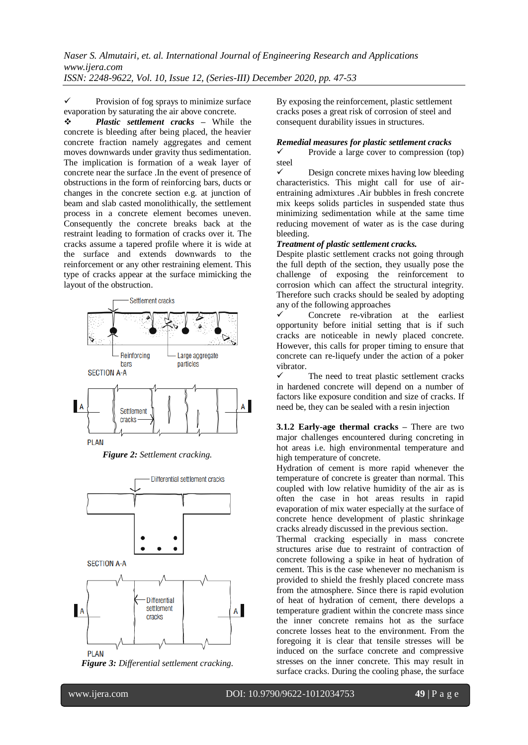✓ Provision of fog sprays to minimize surface evaporation by saturating the air above concrete.

❖ ***Plastic settlement cracks*** – While the concrete is bleeding after being placed, the heavier concrete fraction namely aggregates and cement moves downwards under gravity thus sedimentation. The implication is formation of a weak layer of concrete near the surface .In the event of presence of obstructions in the form of reinforcing bars, ducts or changes in the concrete section e.g. at junction of beam and slab casted monolithically, the settlement process in a concrete element becomes uneven. Consequently the concrete breaks back at the restraint leading to formation of cracks over it. The cracks assume a tapered profile where it is wide at the surface and extends downwards to the reinforcement or any other restraining element. This type of cracks appear at the surface mimicking the layout of the obstruction.

***Figure 2:*** *Settlement cracking.*

***Figure 3:*** *Differential settlement cracking.*

By exposing the reinforcement, plastic settlement cracks poses a great risk of corrosion of steel and consequent durability issues in structures.

***Remedial measures for plastic settlement cracks***

✓ Provide a large cover to compression (top) steel

✓ Design concrete mixes having low bleeding characteristics. This might call for use of air-entraining admixtures .Air bubbles in fresh concrete mix keeps solids particles in suspended state thus minimizing sedimentation while at the same time reducing movement of water as is the case during bleeding.

***Treatment of plastic settlement cracks.***

Despite plastic settlement cracks not going through the full depth of the section, they usually pose the challenge of exposing the reinforcement to corrosion which can affect the structural integrity. Therefore such cracks should be sealed by adopting any of the following approaches

✓ Concrete re-vibration at the earliest opportunity before initial setting that is if such cracks are noticeable in newly placed concrete. However, this calls for proper timing to ensure that concrete can re-liquefy under the action of a poker vibrator.

✓ The need to treat plastic settlement cracks in hardened concrete will depend on a number of factors like exposure condition and size of cracks. If need be, they can be sealed with a resin injection

**3.1.2 Early-age thermal cracks** – There are two major challenges encountered during concreting in hot areas i.e. high environmental temperature and high temperature of concrete.

Hydration of cement is more rapid whenever the temperature of concrete is greater than normal. This coupled with low relative humidity of the air as is often the case in hot areas results in rapid evaporation of mix water especially at the surface of concrete hence development of plastic shrinkage cracks already discussed in the previous section.

Thermal cracking especially in mass concrete structures arise due to restraint of contraction of concrete following a spike in heat of hydration of cement. This is the case whenever no mechanism is provided to shield the freshly placed concrete mass from the atmosphere. Since there is rapid evolution of heat of hydration of cement, there develops a temperature gradient within the concrete mass since the inner concrete remains hot as the surface concrete losses heat to the environment. From the foregoing it is clear that tensile stresses will be induced on the surface concrete and compressive stresses on the inner concrete. This may result in surface cracks. During the cooling phase, the surface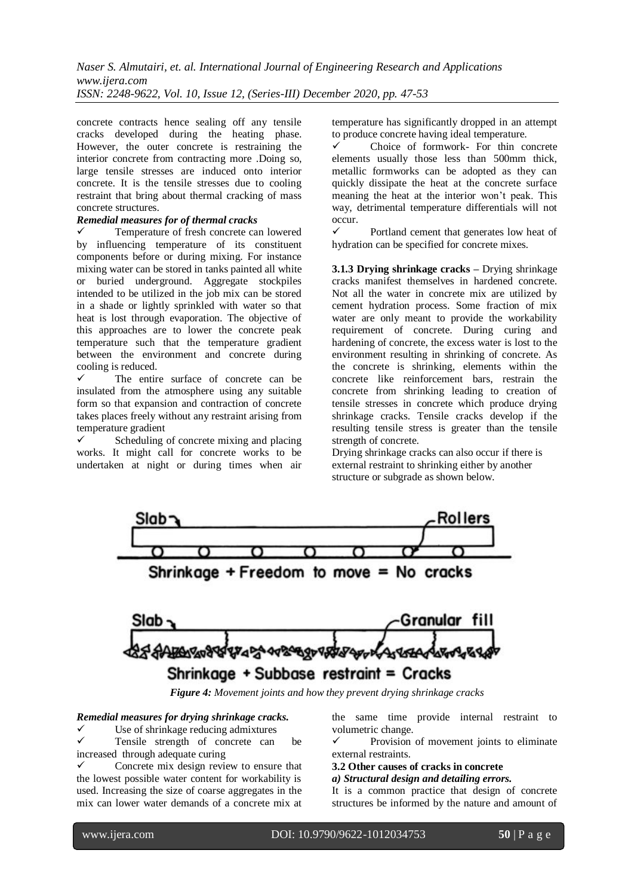concrete contracts hence sealing off any tensile cracks developed during the heating phase. However, the outer concrete is restraining the interior concrete from contracting more .Doing so, large tensile stresses are induced onto interior concrete. It is the tensile stresses due to cooling restraint that bring about thermal cracking of mass concrete structures.

***Remedial measures for of thermal cracks***

- ✓ Temperature of fresh concrete can lowered by influencing temperature of its constituent components before or during mixing. For instance mixing water can be stored in tanks painted all white or buried underground. Aggregate stockpiles intended to be utilized in the job mix can be stored in a shade or lightly sprinkled with water so that heat is lost through evaporation. The objective of this approaches are to lower the concrete peak temperature such that the temperature gradient between the environment and concrete during cooling is reduced.
- ✓ The entire surface of concrete can be insulated from the atmosphere using any suitable form so that expansion and contraction of concrete takes places freely without any restraint arising from temperature gradient
- ✓ Scheduling of concrete mixing and placing works. It might call for concrete works to be undertaken at night or during times when air temperature has significantly dropped in an attempt to produce concrete having ideal temperature.
- ✓ Choice of formwork- For thin concrete elements usually those less than 500mm thick, metallic formworks can be adopted as they can quickly dissipate the heat at the concrete surface meaning the heat at the interior won't peak. This way, detrimental temperature differentials will not occur.
- ✓ Portland cement that generates low heat of hydration can be specified for concrete mixes.

**3.1.3 Drying shrinkage cracks –** Drying shrinkage cracks manifest themselves in hardened concrete. Not all the water in concrete mix are utilized by cement hydration process. Some fraction of mix water are only meant to provide the workability requirement of concrete. During curing and hardening of concrete, the excess water is lost to the environment resulting in shrinking of concrete. As the concrete is shrinking, elements within the concrete like reinforcement bars, restrain the concrete from shrinking leading to creation of tensile stresses in concrete which produce drying shrinkage cracks. Tensile cracks develop if the resulting tensile stress is greater than the tensile strength of concrete.

Drying shrinkage cracks can also occur if there is external restraint to shrinking either by another structure or subgrade as shown below.

*Figure 4: Movement joints and how they prevent drying shrinkage cracks*

***Remedial measures for drying shrinkage cracks.***

- ✓ Use of shrinkage reducing admixtures
- ✓ Tensile strength of concrete can be increased through adequate curing
- ✓ Concrete mix design review to ensure that the lowest possible water content for workability is used. Increasing the size of coarse aggregates in the mix can lower water demands of a concrete mix at the same time provide internal restraint to volumetric change.
- ✓ Provision of movement joints to eliminate external restraints.

**3.2 Other causes of cracks in concrete**

***a) Structural design and detailing errors.***

It is a common practice that design of concrete structures be informed by the nature and amount of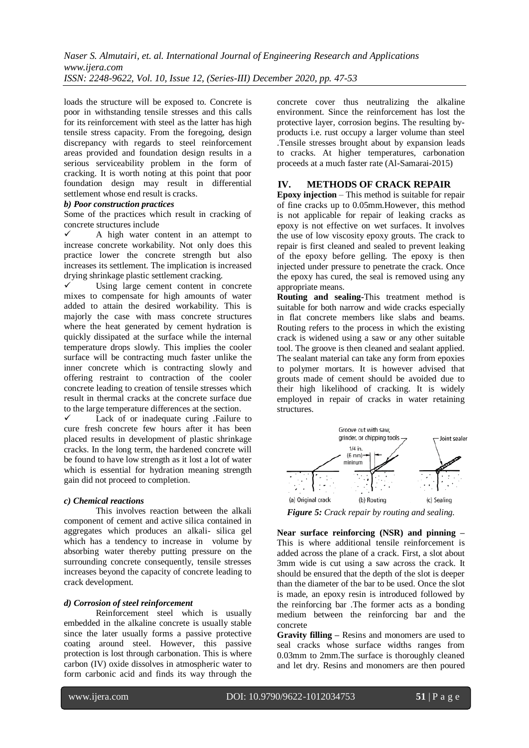loads the structure will be exposed to. Concrete is poor in withstanding tensile stresses and this calls for its reinforcement with steel as the latter has high tensile stress capacity. From the foregoing, design discrepancy with regards to steel reinforcement areas provided and foundation design results in a serious serviceability problem in the form of cracking. It is worth noting at this point that poor foundation design may result in differential settlement whose end result is cracks.

***b) Poor construction practices***

Some of the practices which result in cracking of concrete structures include

- ✓ A high water content in an attempt to increase concrete workability. Not only does this practice lower the concrete strength but also increases its settlement. The implication is increased drying shrinkage plastic settlement cracking.
- ✓ Using large cement content in concrete mixes to compensate for high amounts of water added to attain the desired workability. This is majorly the case with mass concrete structures where the heat generated by cement hydration is quickly dissipated at the surface while the internal temperature drops slowly. This implies the cooler surface will be contracting much faster unlike the inner concrete which is contracting slowly and offering restraint to contraction of the cooler concrete leading to creation of tensile stresses which result in thermal cracks at the concrete surface due to the large temperature differences at the section.
- ✓ Lack of or inadequate curing .Failure to cure fresh concrete few hours after it has been placed results in development of plastic shrinkage cracks. In the long term, the hardened concrete will be found to have low strength as it lost a lot of water which is essential for hydration meaning strength gain did not proceed to completion.

***c) Chemical reactions***

This involves reaction between the alkali component of cement and active silica contained in aggregates which produces an alkali- silica gel which has a tendency to increase in volume by absorbing water thereby putting pressure on the surrounding concrete consequently, tensile stresses increases beyond the capacity of concrete leading to crack development.

***d) Corrosion of steel reinforcement***

Reinforcement steel which is usually embedded in the alkaline concrete is usually stable since the later usually forms a passive protective coating around steel. However, this passive protection is lost through carbonation. This is where carbon (IV) oxide dissolves in atmospheric water to form carbonic acid and finds its way through the concrete cover thus neutralizing the alkaline environment. Since the reinforcement has lost the protective layer, corrosion begins. The resulting by-products i.e. rust occupy a larger volume than steel .Tensile stresses brought about by expansion leads to cracks. At higher temperatures, carbonation proceeds at a much faster rate (Al-Samarai-2015)

## IV. METHODS OF CRACK REPAIR

**Epoxy injection** – This method is suitable for repair of fine cracks up to 0.05mm.However, this method is not applicable for repair of leaking cracks as epoxy is not effective on wet surfaces. It involves the use of low viscosity epoxy grouts. The crack to repair is first cleaned and sealed to prevent leaking of the epoxy before gelling. The epoxy is then injected under pressure to penetrate the crack. Once the epoxy has cured, the seal is removed using any appropriate means.

**Routing and sealing-**This treatment method is suitable for both narrow and wide cracks especially in flat concrete members like slabs and beams. Routing refers to the process in which the existing crack is widened using a saw or any other suitable tool. The groove is then cleaned and sealant applied. The sealant material can take any form from epoxies to polymer mortars. It is however advised that grouts made of cement should be avoided due to their high likelihood of cracking. It is widely employed in repair of cracks in water retaining structures.

*Figure 5: Crack repair by routing and sealing.*

**Near surface reinforcing (NSR) and pinning –** This is where additional tensile reinforcement is added across the plane of a crack. First, a slot about 3mm wide is cut using a saw across the crack. It should be ensured that the depth of the slot is deeper than the diameter of the bar to be used. Once the slot is made, an epoxy resin is introduced followed by the reinforcing bar .The former acts as a bonding medium between the reinforcing bar and the concrete

**Gravity filling –** Resins and monomers are used to seal cracks whose surface widths ranges from 0.03mm to 2mm.The surface is thoroughly cleaned and let dry. Resins and monomers are then poured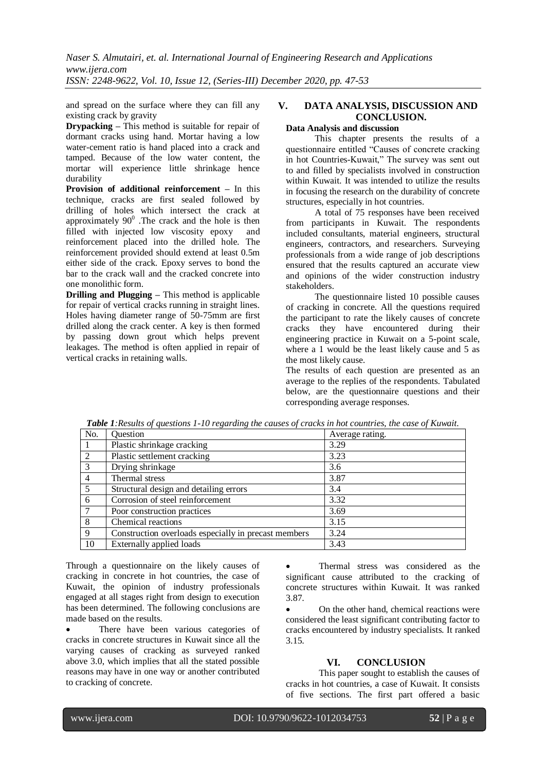and spread on the surface where they can fill any existing crack by gravity

**Drypacking –** This method is suitable for repair of dormant cracks using hand. Mortar having a low water-cement ratio is hand placed into a crack and tamped. Because of the low water content, the mortar will experience little shrinkage hence durability

**Provision of additional reinforcement –** In this technique, cracks are first sealed followed by drilling of holes which intersect the crack at approximately $90^0$ .The crack and the hole is then filled with injected low viscosity epoxy and reinforcement placed into the drilled hole. The reinforcement provided should extend at least 0.5m either side of the crack. Epoxy serves to bond the bar to the crack wall and the cracked concrete into one monolithic form.

**Drilling and Plugging –** This method is applicable for repair of vertical cracks running in straight lines. Holes having diameter range of 50-75mm are first drilled along the crack center. A key is then formed by passing down grout which helps prevent leakages. The method is often applied in repair of vertical cracks in retaining walls.

## V. DATA ANALYSIS, DISCUSSION AND CONCLUSION.

### Data Analysis and discussion

This chapter presents the results of a questionnaire entitled "Causes of concrete cracking in hot Countries-Kuwait," The survey was sent out to and filled by specialists involved in construction within Kuwait. It was intended to utilize the results in focusing the research on the durability of concrete structures, especially in hot countries.

A total of 75 responses have been received from participants in Kuwait. The respondents included consultants, material engineers, structural engineers, contractors, and researchers. Surveying professionals from a wide range of job descriptions ensured that the results captured an accurate view and opinions of the wider construction industry stakeholders.

The questionnaire listed 10 possible causes of cracking in concrete. All the questions required the participant to rate the likely causes of concrete cracks they have encountered during their engineering practice in Kuwait on a 5-point scale, where a 1 would be the least likely cause and 5 as the most likely cause.

The results of each question are presented as an average to the replies of the respondents. Tabulated below, are the questionnaire questions and their corresponding average responses.

***Table 1****:Results of questions 1-10 regarding the causes of cracks in hot countries, the case of Kuwait.*

| No. | Question | Average rating. |
|---|---|---|
| 1 | Plastic shrinkage cracking | 3.29 |
| 2 | Plastic settlement cracking | 3.23 |
| 3 | Drying shrinkage | 3.6 |
| 4 | Thermal stress | 3.87 |
| 5 | Structural design and detailing errors | 3.4 |
| 6 | Corrosion of steel reinforcement | 3.32 |
| 7 | Poor construction practices | 3.69 |
| 8 | Chemical reactions | 3.15 |
| 9 | Construction overloads especially in precast members | 3.24 |
| 10 | Externally applied loads | 3.43 |

Through a questionnaire on the likely causes of cracking in concrete in hot countries, the case of Kuwait, the opinion of industry professionals engaged at all stages right from design to execution has been determined. The following conclusions are made based on the results.

- There have been various categories of cracks in concrete structures in Kuwait since all the varying causes of cracking as surveyed ranked above 3.0, which implies that all the stated possible reasons may have in one way or another contributed to cracking of concrete.
- Thermal stress was considered as the significant cause attributed to the cracking of concrete structures within Kuwait. It was ranked 3.87.
- On the other hand, chemical reactions were considered the least significant contributing factor to cracks encountered by industry specialists. It ranked 3.15.

## VI. CONCLUSION

This paper sought to establish the causes of cracks in hot countries, a case of Kuwait. It consists of five sections. The first part offered a basic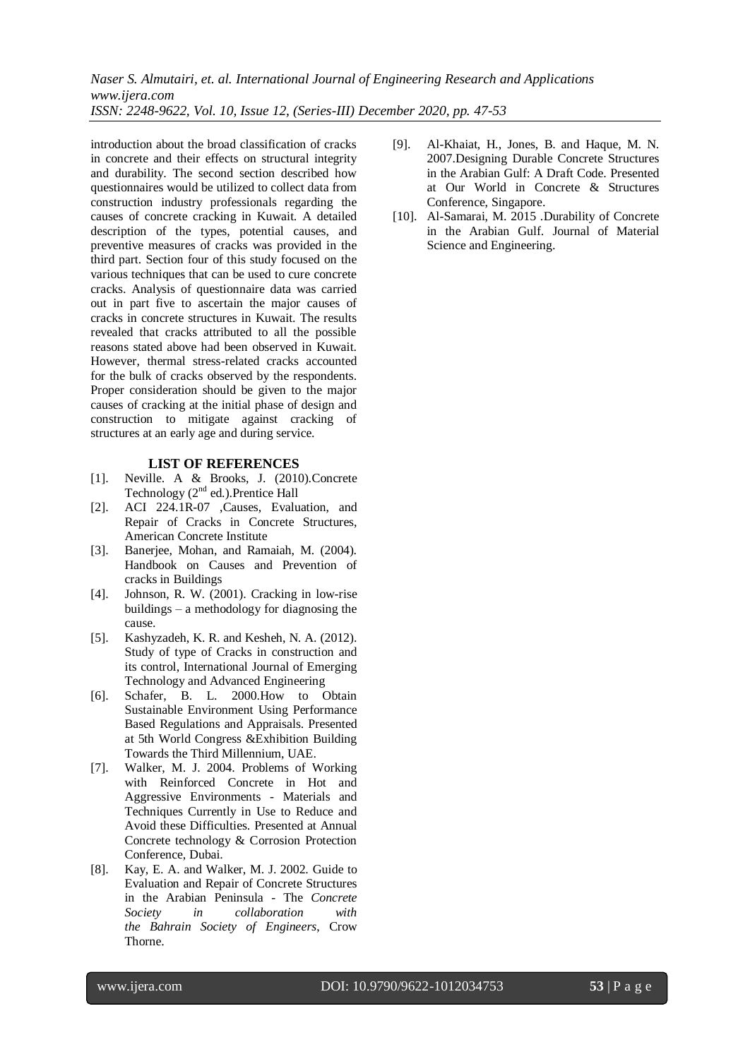introduction about the broad classification of cracks in concrete and their effects on structural integrity and durability. The second section described how questionnaires would be utilized to collect data from construction industry professionals regarding the causes of concrete cracking in Kuwait. A detailed description of the types, potential causes, and preventive measures of cracks was provided in the third part. Section four of this study focused on the various techniques that can be used to cure concrete cracks. Analysis of questionnaire data was carried out in part five to ascertain the major causes of cracks in concrete structures in Kuwait. The results revealed that cracks attributed to all the possible reasons stated above had been observed in Kuwait. However, thermal stress-related cracks accounted for the bulk of cracks observed by the respondents. Proper consideration should be given to the major causes of cracking at the initial phase of design and construction to mitigate against cracking of structures at an early age and during service.

## LIST OF REFERENCES

[1]. Neville. A & Brooks, J. (2010).Concrete Technology (2nd ed.).Prentice Hall

[2]. ACI 224.1R-07 ,Causes, Evaluation, and Repair of Cracks in Concrete Structures, American Concrete Institute

[3]. Banerjee, Mohan, and Ramaiah, M. (2004). Handbook on Causes and Prevention of cracks in Buildings

[4]. Johnson, R. W. (2001). Cracking in low-rise buildings – a methodology for diagnosing the cause.

[5]. Kashyzadeh, K. R. and Kesheh, N. A. (2012). Study of type of Cracks in construction and its control, International Journal of Emerging Technology and Advanced Engineering

[6]. Schafer, B. L. 2000.How to Obtain Sustainable Environment Using Performance Based Regulations and Appraisals. Presented at 5th World Congress &Exhibition Building Towards the Third Millennium, UAE.

[7]. Walker, M. J. 2004. Problems of Working with Reinforced Concrete in Hot and Aggressive Environments - Materials and Techniques Currently in Use to Reduce and Avoid these Difficulties. Presented at Annual Concrete technology & Corrosion Protection Conference, Dubai.

[8]. Kay, E. A. and Walker, M. J. 2002. Guide to Evaluation and Repair of Concrete Structures in the Arabian Peninsula - The *Concrete Society in collaboration with the Bahrain Society of Engineers*, Crow Thorne.

[9]. Al-Khaiat, H., Jones, B. and Haque, M. N. 2007.Designing Durable Concrete Structures in the Arabian Gulf: A Draft Code. Presented at Our World in Concrete & Structures Conference, Singapore.

[10]. Al-Samarai, M. 2015 .Durability of Concrete in the Arabian Gulf. Journal of Material Science and Engineering.